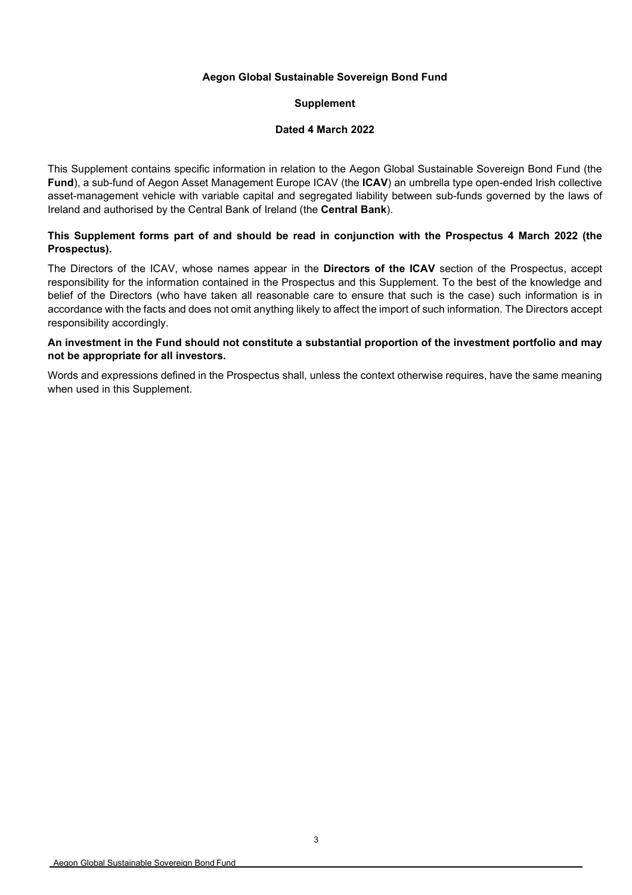# Aegon Global Sustainable Sovereign Bond Fund

## Supplement

**Dated 4 March 2022**

This Supplement contains specific information in relation to the Aegon Global Sustainable Sovereign Bond Fund (the **Fund**), a sub-fund of Aegon Asset Management Europe ICAV (the **ICAV**) an umbrella type open-ended Irish collective asset-management vehicle with variable capital and segregated liability between sub-funds governed by the laws of Ireland and authorised by the Central Bank of Ireland (the **Central Bank**).

**This Supplement forms part of and should be read in conjunction with the Prospectus 4 March 2022 (the Prospectus).**

The Directors of the ICAV, whose names appear in the **Directors of the ICAV** section of the Prospectus, accept responsibility for the information contained in the Prospectus and this Supplement. To the best of the knowledge and belief of the Directors (who have taken all reasonable care to ensure that such is the case) such information is in accordance with the facts and does not omit anything likely to affect the import of such information. The Directors accept responsibility accordingly.

**An investment in the Fund should not constitute a substantial proportion of the investment portfolio and may not be appropriate for all investors.**

Words and expressions defined in the Prospectus shall, unless the context otherwise requires, have the same meaning when used in this Supplement.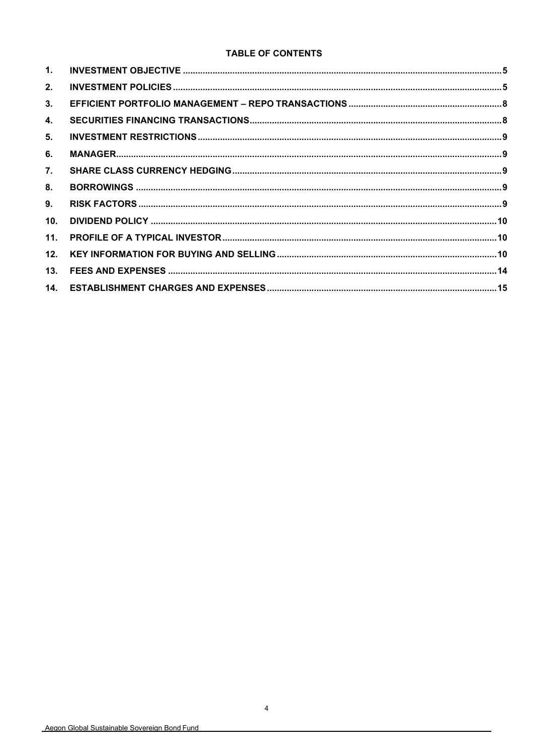**TABLE OF CONTENTS**

| | | |
|---|---|---|
| 1. | INVESTMENT OBJECTIVE | 5 |
| 2. | INVESTMENT POLICIES | 5 |
| 3. | EFFICIENT PORTFOLIO MANAGEMENT – REPO TRANSACTIONS | 8 |
| 4. | SECURITIES FINANCING TRANSACTIONS | 8 |
| 5. | INVESTMENT RESTRICTIONS | 9 |
| 6. | MANAGER | 9 |
| 7. | SHARE CLASS CURRENCY HEDGING | 9 |
| 8. | BORROWINGS | 9 |
| 9. | RISK FACTORS | 9 |
| 10. | DIVIDEND POLICY | 10 |
| 11. | PROFILE OF A TYPICAL INVESTOR | 10 |
| 12. | KEY INFORMATION FOR BUYING AND SELLING | 10 |
| 13. | FEES AND EXPENSES | 14 |
| 14. | ESTABLISHMENT CHARGES AND EXPENSES | 15 |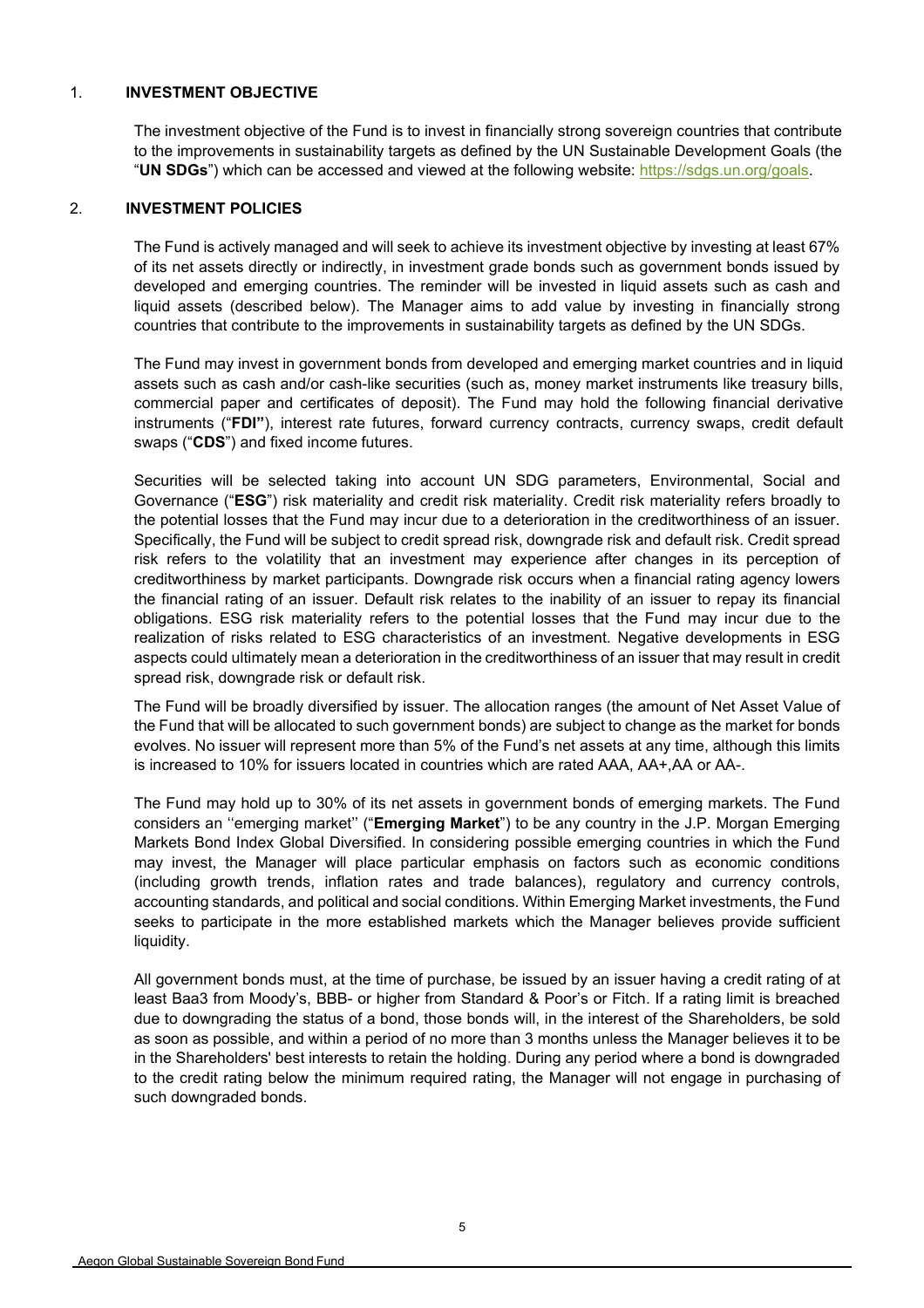## 1. INVESTMENT OBJECTIVE

The investment objective of the Fund is to invest in financially strong sovereign countries that contribute to the improvements in sustainability targets as defined by the UN Sustainable Development Goals (the "**UN SDGs**") which can be accessed and viewed at the following website: https://sdgs.un.org/goals.

## 2. INVESTMENT POLICIES

The Fund is actively managed and will seek to achieve its investment objective by investing at least 67% of its net assets directly or indirectly, in investment grade bonds such as government bonds issued by developed and emerging countries. The reminder will be invested in liquid assets such as cash and liquid assets (described below). The Manager aims to add value by investing in financially strong countries that contribute to the improvements in sustainability targets as defined by the UN SDGs.

The Fund may invest in government bonds from developed and emerging market countries and in liquid assets such as cash and/or cash-like securities (such as, money market instruments like treasury bills, commercial paper and certificates of deposit). The Fund may hold the following financial derivative instruments ("**FDI"**), interest rate futures, forward currency contracts, currency swaps, credit default swaps ("**CDS**") and fixed income futures.

Securities will be selected taking into account UN SDG parameters, Environmental, Social and Governance ("**ESG**") risk materiality and credit risk materiality. Credit risk materiality refers broadly to the potential losses that the Fund may incur due to a deterioration in the creditworthiness of an issuer. Specifically, the Fund will be subject to credit spread risk, downgrade risk and default risk. Credit spread risk refers to the volatility that an investment may experience after changes in its perception of creditworthiness by market participants. Downgrade risk occurs when a financial rating agency lowers the financial rating of an issuer. Default risk relates to the inability of an issuer to repay its financial obligations. ESG risk materiality refers to the potential losses that the Fund may incur due to the realization of risks related to ESG characteristics of an investment. Negative developments in ESG aspects could ultimately mean a deterioration in the creditworthiness of an issuer that may result in credit spread risk, downgrade risk or default risk.

The Fund will be broadly diversified by issuer. The allocation ranges (the amount of Net Asset Value of the Fund that will be allocated to such government bonds) are subject to change as the market for bonds evolves. No issuer will represent more than 5% of the Fund's net assets at any time, although this limits is increased to 10% for issuers located in countries which are rated AAA, AA+,AA or AA-.

The Fund may hold up to 30% of its net assets in government bonds of emerging markets. The Fund considers an ''emerging market'' ("**Emerging Market**") to be any country in the J.P. Morgan Emerging Markets Bond Index Global Diversified. In considering possible emerging countries in which the Fund may invest, the Manager will place particular emphasis on factors such as economic conditions (including growth trends, inflation rates and trade balances), regulatory and currency controls, accounting standards, and political and social conditions. Within Emerging Market investments, the Fund seeks to participate in the more established markets which the Manager believes provide sufficient liquidity.

All government bonds must, at the time of purchase, be issued by an issuer having a credit rating of at least Baa3 from Moody's, BBB- or higher from Standard & Poor's or Fitch. If a rating limit is breached due to downgrading the status of a bond, those bonds will, in the interest of the Shareholders, be sold as soon as possible, and within a period of no more than 3 months unless the Manager believes it to be in the Shareholders' best interests to retain the holding. During any period where a bond is downgraded to the credit rating below the minimum required rating, the Manager will not engage in purchasing of such downgraded bonds.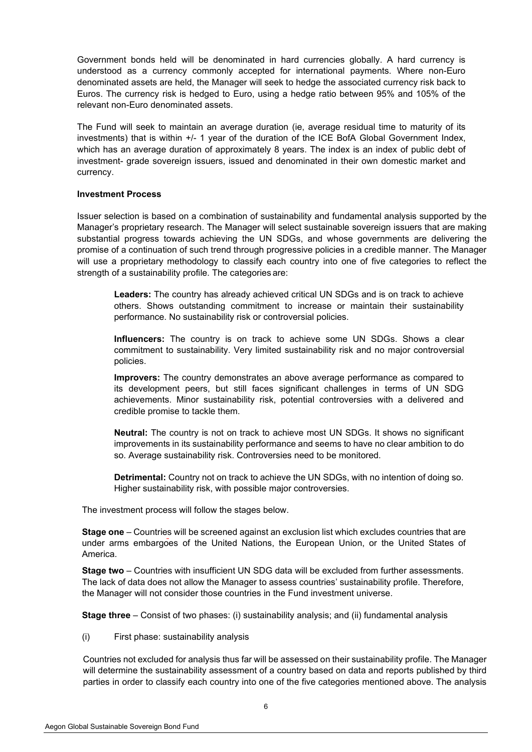Government bonds held will be denominated in hard currencies globally. A hard currency is understood as a currency commonly accepted for international payments. Where non-Euro denominated assets are held, the Manager will seek to hedge the associated currency risk back to Euros. The currency risk is hedged to Euro, using a hedge ratio between 95% and 105% of the relevant non-Euro denominated assets.

The Fund will seek to maintain an average duration (ie, average residual time to maturity of its investments) that is within +/- 1 year of the duration of the ICE BofA Global Government Index, which has an average duration of approximately 8 years. The index is an index of public debt of investment- grade sovereign issuers, issued and denominated in their own domestic market and currency.

**Investment Process**

Issuer selection is based on a combination of sustainability and fundamental analysis supported by the Manager's proprietary research. The Manager will select sustainable sovereign issuers that are making substantial progress towards achieving the UN SDGs, and whose governments are delivering the promise of a continuation of such trend through progressive policies in a credible manner. The Manager will use a proprietary methodology to classify each country into one of five categories to reflect the strength of a sustainability profile. The categories are:

> **Leaders:** The country has already achieved critical UN SDGs and is on track to achieve others. Shows outstanding commitment to increase or maintain their sustainability performance. No sustainability risk or controversial policies.
>
> **Influencers:** The country is on track to achieve some UN SDGs. Shows a clear commitment to sustainability. Very limited sustainability risk and no major controversial policies.
>
> **Improvers:** The country demonstrates an above average performance as compared to its development peers, but still faces significant challenges in terms of UN SDG achievements. Minor sustainability risk, potential controversies with a delivered and credible promise to tackle them.
>
> **Neutral:** The country is not on track to achieve most UN SDGs. It shows no significant improvements in its sustainability performance and seems to have no clear ambition to do so. Average sustainability risk. Controversies need to be monitored.
>
> **Detrimental:** Country not on track to achieve the UN SDGs, with no intention of doing so. Higher sustainability risk, with possible major controversies.

The investment process will follow the stages below.

**Stage one** – Countries will be screened against an exclusion list which excludes countries that are under arms embargoes of the United Nations, the European Union, or the United States of America.

**Stage two** – Countries with insufficient UN SDG data will be excluded from further assessments. The lack of data does not allow the Manager to assess countries' sustainability profile. Therefore, the Manager will not consider those countries in the Fund investment universe.

**Stage three** – Consist of two phases: (i) sustainability analysis; and (ii) fundamental analysis

(i) First phase: sustainability analysis

Countries not excluded for analysis thus far will be assessed on their sustainability profile. The Manager will determine the sustainability assessment of a country based on data and reports published by third parties in order to classify each country into one of the five categories mentioned above. The analysis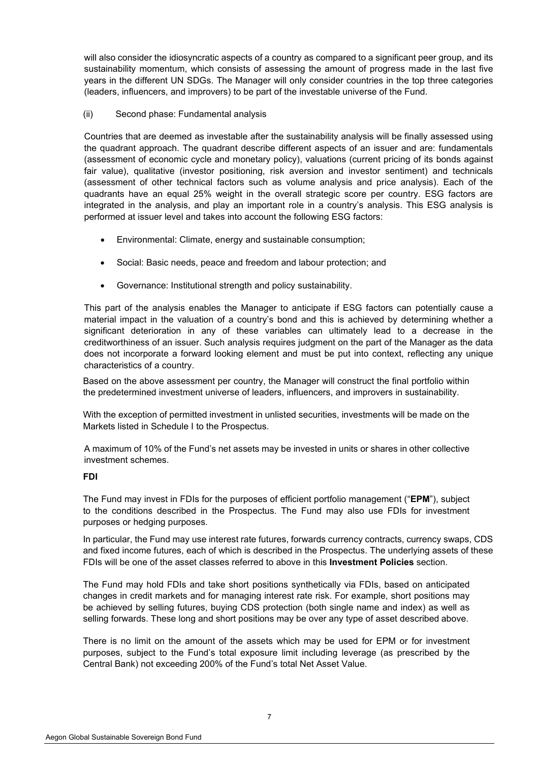will also consider the idiosyncratic aspects of a country as compared to a significant peer group, and its sustainability momentum, which consists of assessing the amount of progress made in the last five years in the different UN SDGs. The Manager will only consider countries in the top three categories (leaders, influencers, and improvers) to be part of the investable universe of the Fund.

(ii) Second phase: Fundamental analysis

Countries that are deemed as investable after the sustainability analysis will be finally assessed using the quadrant approach. The quadrant describe different aspects of an issuer and are: fundamentals (assessment of economic cycle and monetary policy), valuations (current pricing of its bonds against fair value), qualitative (investor positioning, risk aversion and investor sentiment) and technicals (assessment of other technical factors such as volume analysis and price analysis). Each of the quadrants have an equal 25% weight in the overall strategic score per country. ESG factors are integrated in the analysis, and play an important role in a country's analysis. This ESG analysis is performed at issuer level and takes into account the following ESG factors:

- Environmental: Climate, energy and sustainable consumption;
- Social: Basic needs, peace and freedom and labour protection; and
- Governance: Institutional strength and policy sustainability.

This part of the analysis enables the Manager to anticipate if ESG factors can potentially cause a material impact in the valuation of a country's bond and this is achieved by determining whether a significant deterioration in any of these variables can ultimately lead to a decrease in the creditworthiness of an issuer. Such analysis requires judgment on the part of the Manager as the data does not incorporate a forward looking element and must be put into context, reflecting any unique characteristics of a country.

Based on the above assessment per country, the Manager will construct the final portfolio within the predetermined investment universe of leaders, influencers, and improvers in sustainability.

With the exception of permitted investment in unlisted securities, investments will be made on the Markets listed in Schedule I to the Prospectus.

A maximum of 10% of the Fund's net assets may be invested in units or shares in other collective investment schemes.

**FDI**

The Fund may invest in FDIs for the purposes of efficient portfolio management ("**EPM**"), subject to the conditions described in the Prospectus. The Fund may also use FDIs for investment purposes or hedging purposes.

In particular, the Fund may use interest rate futures, forwards currency contracts, currency swaps, CDS and fixed income futures, each of which is described in the Prospectus. The underlying assets of these FDIs will be one of the asset classes referred to above in this **Investment Policies** section.

The Fund may hold FDIs and take short positions synthetically via FDIs, based on anticipated changes in credit markets and for managing interest rate risk. For example, short positions may be achieved by selling futures, buying CDS protection (both single name and index) as well as selling forwards. These long and short positions may be over any type of asset described above.

There is no limit on the amount of the assets which may be used for EPM or for investment purposes, subject to the Fund's total exposure limit including leverage (as prescribed by the Central Bank) not exceeding 200% of the Fund's total Net Asset Value.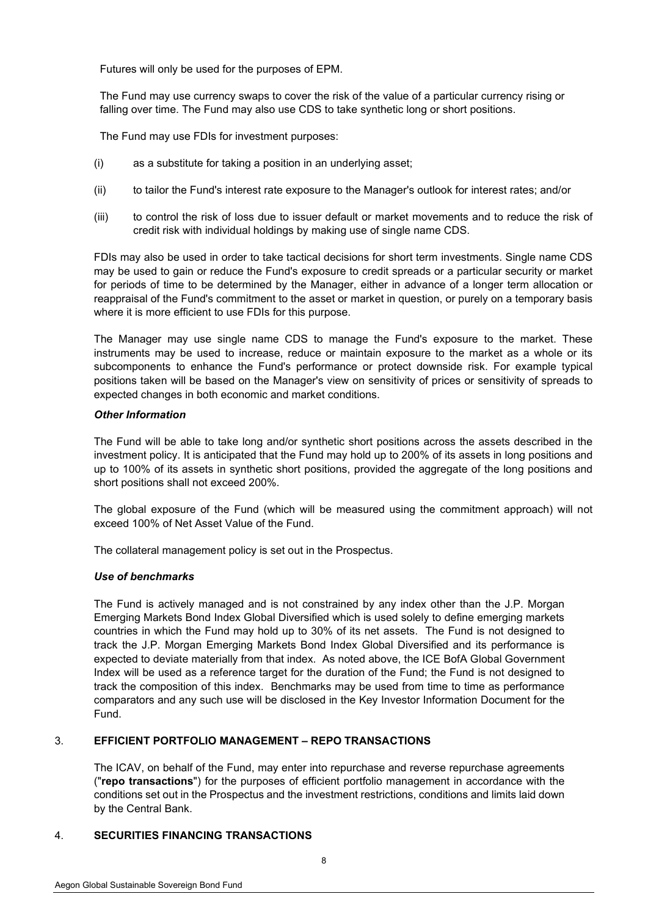Futures will only be used for the purposes of EPM.

The Fund may use currency swaps to cover the risk of the value of a particular currency rising or falling over time. The Fund may also use CDS to take synthetic long or short positions.

The Fund may use FDIs for investment purposes:

(i) as a substitute for taking a position in an underlying asset;

(ii) to tailor the Fund's interest rate exposure to the Manager's outlook for interest rates; and/or

(iii) to control the risk of loss due to issuer default or market movements and to reduce the risk of credit risk with individual holdings by making use of single name CDS.

FDIs may also be used in order to take tactical decisions for short term investments. Single name CDS may be used to gain or reduce the Fund's exposure to credit spreads or a particular security or market for periods of time to be determined by the Manager, either in advance of a longer term allocation or reappraisal of the Fund's commitment to the asset or market in question, or purely on a temporary basis where it is more efficient to use FDIs for this purpose.

The Manager may use single name CDS to manage the Fund's exposure to the market. These instruments may be used to increase, reduce or maintain exposure to the market as a whole or its subcomponents to enhance the Fund's performance or protect downside risk. For example typical positions taken will be based on the Manager's view on sensitivity of prices or sensitivity of spreads to expected changes in both economic and market conditions.

***Other Information***

The Fund will be able to take long and/or synthetic short positions across the assets described in the investment policy. It is anticipated that the Fund may hold up to 200% of its assets in long positions and up to 100% of its assets in synthetic short positions, provided the aggregate of the long positions and short positions shall not exceed 200%.

The global exposure of the Fund (which will be measured using the commitment approach) will not exceed 100% of Net Asset Value of the Fund.

The collateral management policy is set out in the Prospectus.

***Use of benchmarks***

The Fund is actively managed and is not constrained by any index other than the J.P. Morgan Emerging Markets Bond Index Global Diversified which is used solely to define emerging markets countries in which the Fund may hold up to 30% of its net assets. The Fund is not designed to track the J.P. Morgan Emerging Markets Bond Index Global Diversified and its performance is expected to deviate materially from that index. As noted above, the ICE BofA Global Government Index will be used as a reference target for the duration of the Fund; the Fund is not designed to track the composition of this index. Benchmarks may be used from time to time as performance comparators and any such use will be disclosed in the Key Investor Information Document for the Fund.

## 3. EFFICIENT PORTFOLIO MANAGEMENT – REPO TRANSACTIONS

The ICAV, on behalf of the Fund, may enter into repurchase and reverse repurchase agreements ("**repo transactions**") for the purposes of efficient portfolio management in accordance with the conditions set out in the Prospectus and the investment restrictions, conditions and limits laid down by the Central Bank.

## 4. SECURITIES FINANCING TRANSACTIONS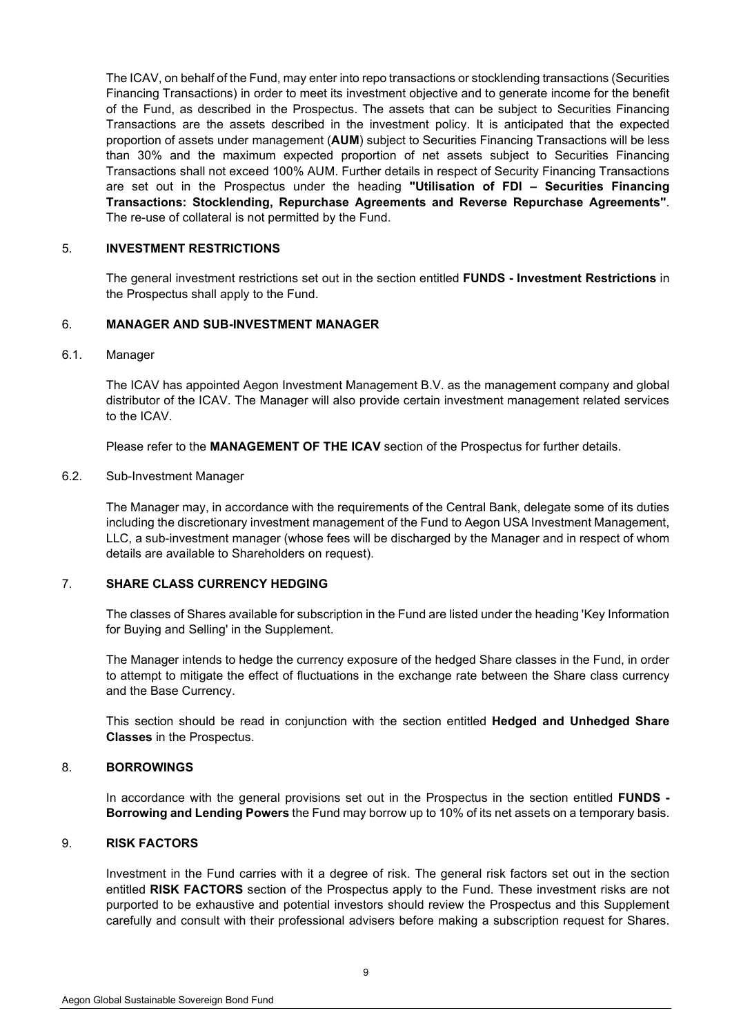The ICAV, on behalf of the Fund, may enter into repo transactions or stocklending transactions (Securities Financing Transactions) in order to meet its investment objective and to generate income for the benefit of the Fund, as described in the Prospectus. The assets that can be subject to Securities Financing Transactions are the assets described in the investment policy. It is anticipated that the expected proportion of assets under management (**AUM**) subject to Securities Financing Transactions will be less than 30% and the maximum expected proportion of net assets subject to Securities Financing Transactions shall not exceed 100% AUM. Further details in respect of Security Financing Transactions are set out in the Prospectus under the heading **"Utilisation of FDI – Securities Financing Transactions: Stocklending, Repurchase Agreements and Reverse Repurchase Agreements"**. The re-use of collateral is not permitted by the Fund.

## 5. INVESTMENT RESTRICTIONS

The general investment restrictions set out in the section entitled **FUNDS - Investment Restrictions** in the Prospectus shall apply to the Fund.

## 6. MANAGER AND SUB-INVESTMENT MANAGER

### 6.1. Manager

The ICAV has appointed Aegon Investment Management B.V. as the management company and global distributor of the ICAV. The Manager will also provide certain investment management related services to the ICAV.

Please refer to the **MANAGEMENT OF THE ICAV** section of the Prospectus for further details.

### 6.2. Sub-Investment Manager

The Manager may, in accordance with the requirements of the Central Bank, delegate some of its duties including the discretionary investment management of the Fund to Aegon USA Investment Management, LLC, a sub-investment manager (whose fees will be discharged by the Manager and in respect of whom details are available to Shareholders on request).

## 7. SHARE CLASS CURRENCY HEDGING

The classes of Shares available for subscription in the Fund are listed under the heading 'Key Information for Buying and Selling' in the Supplement.

The Manager intends to hedge the currency exposure of the hedged Share classes in the Fund, in order to attempt to mitigate the effect of fluctuations in the exchange rate between the Share class currency and the Base Currency.

This section should be read in conjunction with the section entitled **Hedged and Unhedged Share Classes** in the Prospectus.

## 8. BORROWINGS

In accordance with the general provisions set out in the Prospectus in the section entitled **FUNDS - Borrowing and Lending Powers** the Fund may borrow up to 10% of its net assets on a temporary basis.

## 9. RISK FACTORS

Investment in the Fund carries with it a degree of risk. The general risk factors set out in the section entitled **RISK FACTORS** section of the Prospectus apply to the Fund. These investment risks are not purported to be exhaustive and potential investors should review the Prospectus and this Supplement carefully and consult with their professional advisers before making a subscription request for Shares.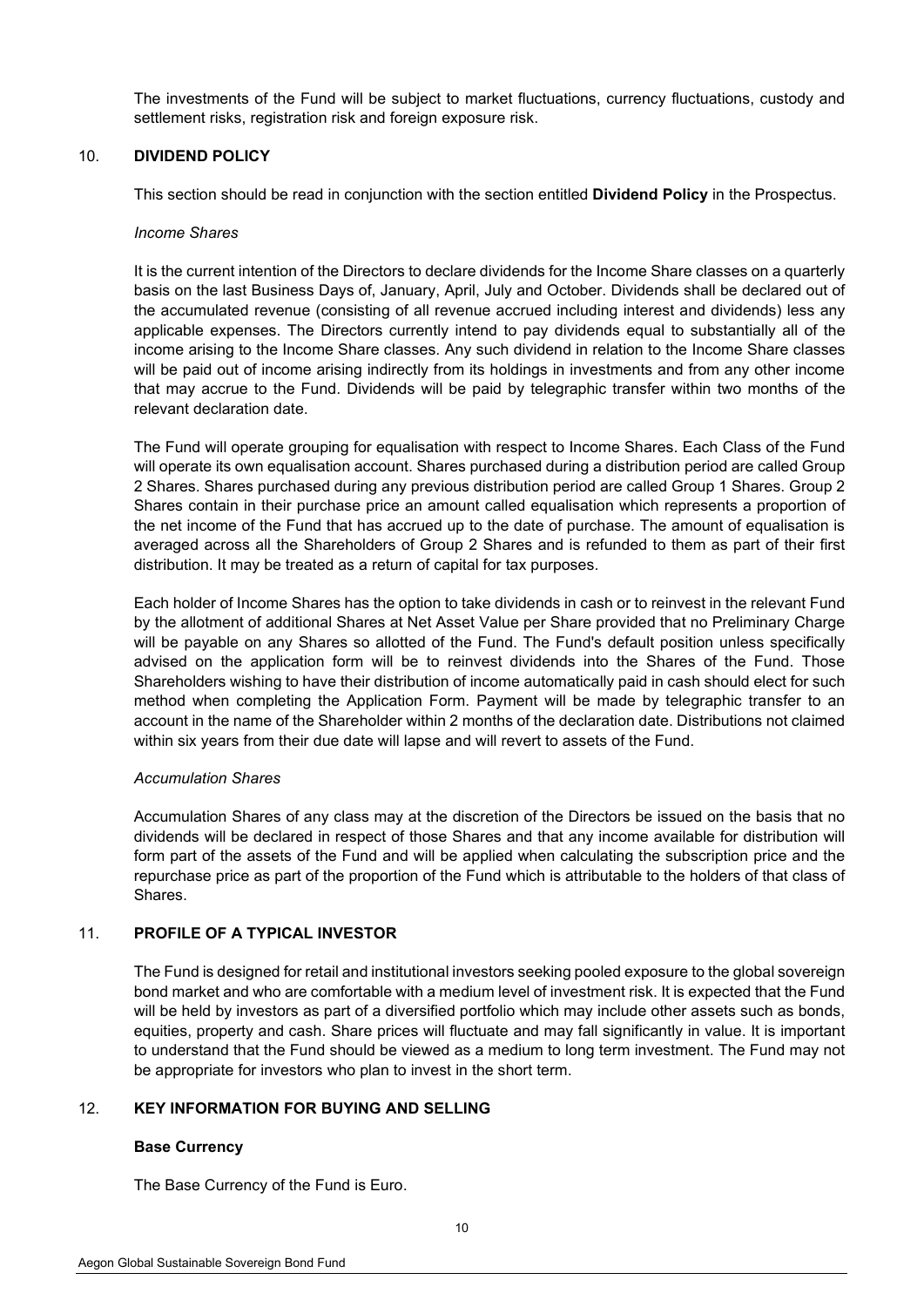The investments of the Fund will be subject to market fluctuations, currency fluctuations, custody and settlement risks, registration risk and foreign exposure risk.

## 10. DIVIDEND POLICY

This section should be read in conjunction with the section entitled **Dividend Policy** in the Prospectus.

*Income Shares*

It is the current intention of the Directors to declare dividends for the Income Share classes on a quarterly basis on the last Business Days of, January, April, July and October. Dividends shall be declared out of the accumulated revenue (consisting of all revenue accrued including interest and dividends) less any applicable expenses. The Directors currently intend to pay dividends equal to substantially all of the income arising to the Income Share classes. Any such dividend in relation to the Income Share classes will be paid out of income arising indirectly from its holdings in investments and from any other income that may accrue to the Fund. Dividends will be paid by telegraphic transfer within two months of the relevant declaration date.

The Fund will operate grouping for equalisation with respect to Income Shares. Each Class of the Fund will operate its own equalisation account. Shares purchased during a distribution period are called Group 2 Shares. Shares purchased during any previous distribution period are called Group 1 Shares. Group 2 Shares contain in their purchase price an amount called equalisation which represents a proportion of the net income of the Fund that has accrued up to the date of purchase. The amount of equalisation is averaged across all the Shareholders of Group 2 Shares and is refunded to them as part of their first distribution. It may be treated as a return of capital for tax purposes.

Each holder of Income Shares has the option to take dividends in cash or to reinvest in the relevant Fund by the allotment of additional Shares at Net Asset Value per Share provided that no Preliminary Charge will be payable on any Shares so allotted of the Fund. The Fund's default position unless specifically advised on the application form will be to reinvest dividends into the Shares of the Fund. Those Shareholders wishing to have their distribution of income automatically paid in cash should elect for such method when completing the Application Form. Payment will be made by telegraphic transfer to an account in the name of the Shareholder within 2 months of the declaration date. Distributions not claimed within six years from their due date will lapse and will revert to assets of the Fund.

*Accumulation Shares*

Accumulation Shares of any class may at the discretion of the Directors be issued on the basis that no dividends will be declared in respect of those Shares and that any income available for distribution will form part of the assets of the Fund and will be applied when calculating the subscription price and the repurchase price as part of the proportion of the Fund which is attributable to the holders of that class of Shares.

## 11. PROFILE OF A TYPICAL INVESTOR

The Fund is designed for retail and institutional investors seeking pooled exposure to the global sovereign bond market and who are comfortable with a medium level of investment risk. It is expected that the Fund will be held by investors as part of a diversified portfolio which may include other assets such as bonds, equities, property and cash. Share prices will fluctuate and may fall significantly in value. It is important to understand that the Fund should be viewed as a medium to long term investment. The Fund may not be appropriate for investors who plan to invest in the short term.

## 12. KEY INFORMATION FOR BUYING AND SELLING

**Base Currency**

The Base Currency of the Fund is Euro.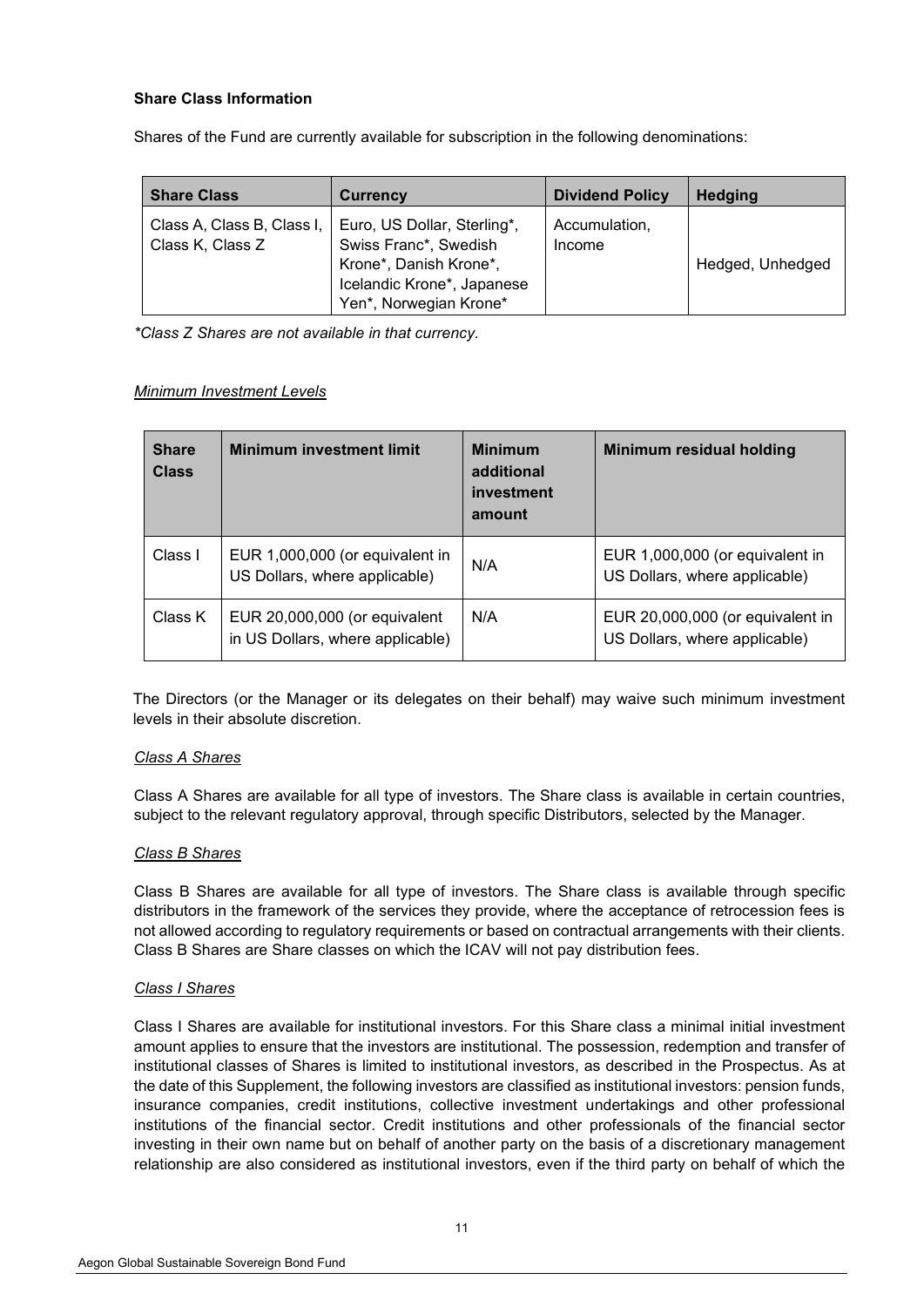**Share Class Information**

Shares of the Fund are currently available for subscription in the following denominations:

| Share Class | Currency | Dividend Policy | Hedging |
|---|---|---|---|
| Class A, Class B, Class I, Class K, Class Z | Euro, US Dollar, Sterling*, Swiss Franc*, Swedish Krone*, Danish Krone*, Icelandic Krone*, Japanese Yen*, Norwegian Krone* | Accumulation, Income | Hedged, Unhedged |

*\*Class Z Shares are not available in that currency.*

*Minimum Investment Levels*

| Share Class | Minimum investment limit | Minimum additional investment amount | Minimum residual holding |
|---|---|---|---|
| Class I | EUR 1,000,000 (or equivalent in US Dollars, where applicable) | N/A | EUR 1,000,000 (or equivalent in US Dollars, where applicable) |
| Class K | EUR 20,000,000 (or equivalent in US Dollars, where applicable) | N/A | EUR 20,000,000 (or equivalent in US Dollars, where applicable) |

The Directors (or the Manager or its delegates on their behalf) may waive such minimum investment levels in their absolute discretion.

*Class A Shares*

Class A Shares are available for all type of investors. The Share class is available in certain countries, subject to the relevant regulatory approval, through specific Distributors, selected by the Manager.

*Class B Shares*

Class B Shares are available for all type of investors. The Share class is available through specific distributors in the framework of the services they provide, where the acceptance of retrocession fees is not allowed according to regulatory requirements or based on contractual arrangements with their clients. Class B Shares are Share classes on which the ICAV will not pay distribution fees.

*Class I Shares*

Class I Shares are available for institutional investors. For this Share class a minimal initial investment amount applies to ensure that the investors are institutional. The possession, redemption and transfer of institutional classes of Shares is limited to institutional investors, as described in the Prospectus. As at the date of this Supplement, the following investors are classified as institutional investors: pension funds, insurance companies, credit institutions, collective investment undertakings and other professional institutions of the financial sector. Credit institutions and other professionals of the financial sector investing in their own name but on behalf of another party on the basis of a discretionary management relationship are also considered as institutional investors, even if the third party on behalf of which the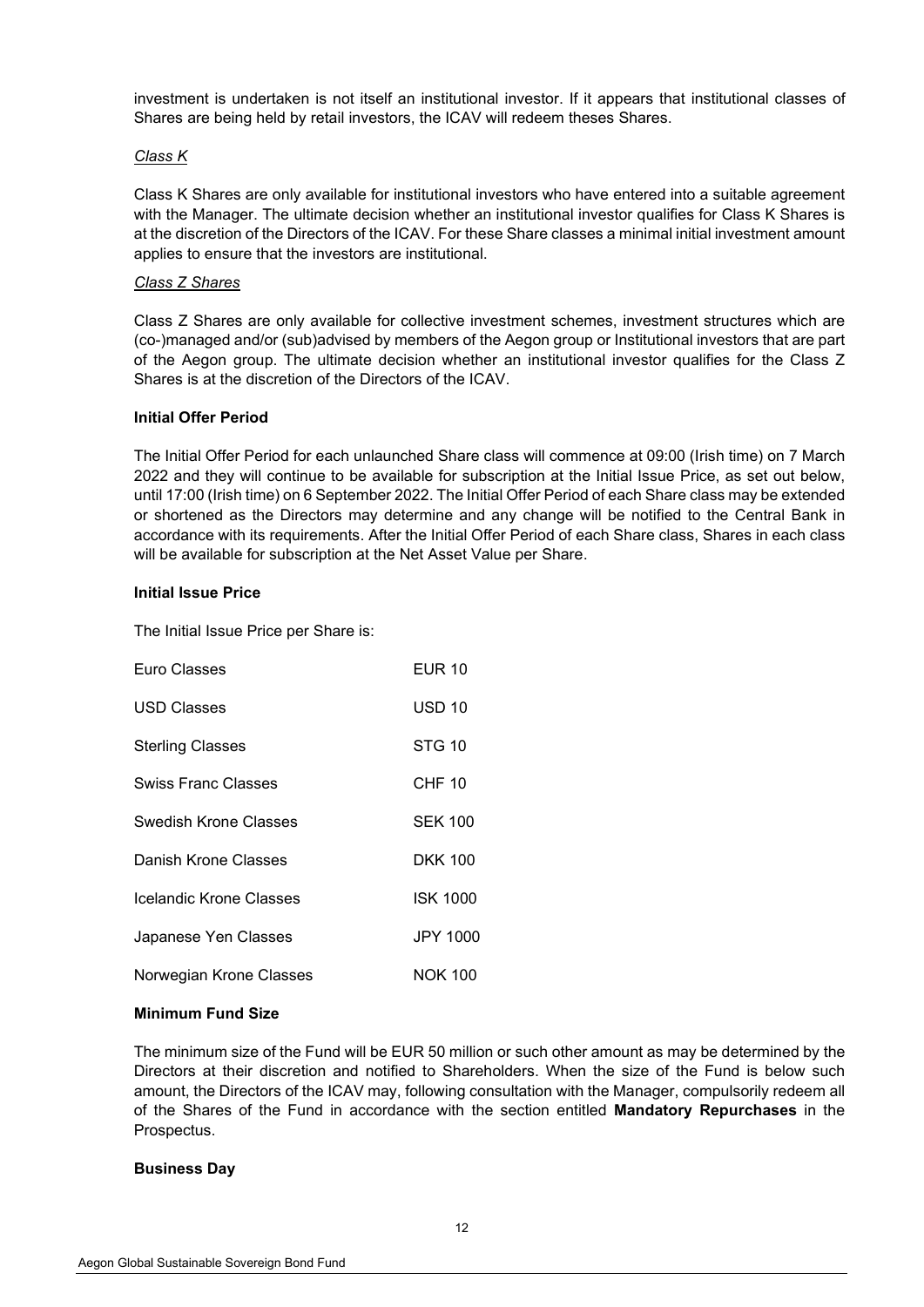investment is undertaken is not itself an institutional investor. If it appears that institutional classes of Shares are being held by retail investors, the ICAV will redeem theses Shares.

*Class K*

Class K Shares are only available for institutional investors who have entered into a suitable agreement with the Manager. The ultimate decision whether an institutional investor qualifies for Class K Shares is at the discretion of the Directors of the ICAV. For these Share classes a minimal initial investment amount applies to ensure that the investors are institutional.

*Class Z Shares*

Class Z Shares are only available for collective investment schemes, investment structures which are (co-)managed and/or (sub)advised by members of the Aegon group or Institutional investors that are part of the Aegon group. The ultimate decision whether an institutional investor qualifies for the Class Z Shares is at the discretion of the Directors of the ICAV.

**Initial Offer Period**

The Initial Offer Period for each unlaunched Share class will commence at 09:00 (Irish time) on 7 March 2022 and they will continue to be available for subscription at the Initial Issue Price, as set out below, until 17:00 (Irish time) on 6 September 2022. The Initial Offer Period of each Share class may be extended or shortened as the Directors may determine and any change will be notified to the Central Bank in accordance with its requirements. After the Initial Offer Period of each Share class, Shares in each class will be available for subscription at the Net Asset Value per Share.

**Initial Issue Price**

The Initial Issue Price per Share is:

| | |
|---|---|
| Euro Classes | EUR 10 |
| USD Classes | USD 10 |
| Sterling Classes | STG 10 |
| Swiss Franc Classes | CHF 10 |
| Swedish Krone Classes | SEK 100 |
| Danish Krone Classes | DKK 100 |
| Icelandic Krone Classes | ISK 1000 |
| Japanese Yen Classes | JPY 1000 |
| Norwegian Krone Classes | NOK 100 |

**Minimum Fund Size**

The minimum size of the Fund will be EUR 50 million or such other amount as may be determined by the Directors at their discretion and notified to Shareholders. When the size of the Fund is below such amount, the Directors of the ICAV may, following consultation with the Manager, compulsorily redeem all of the Shares of the Fund in accordance with the section entitled **Mandatory Repurchases** in the Prospectus.

**Business Day**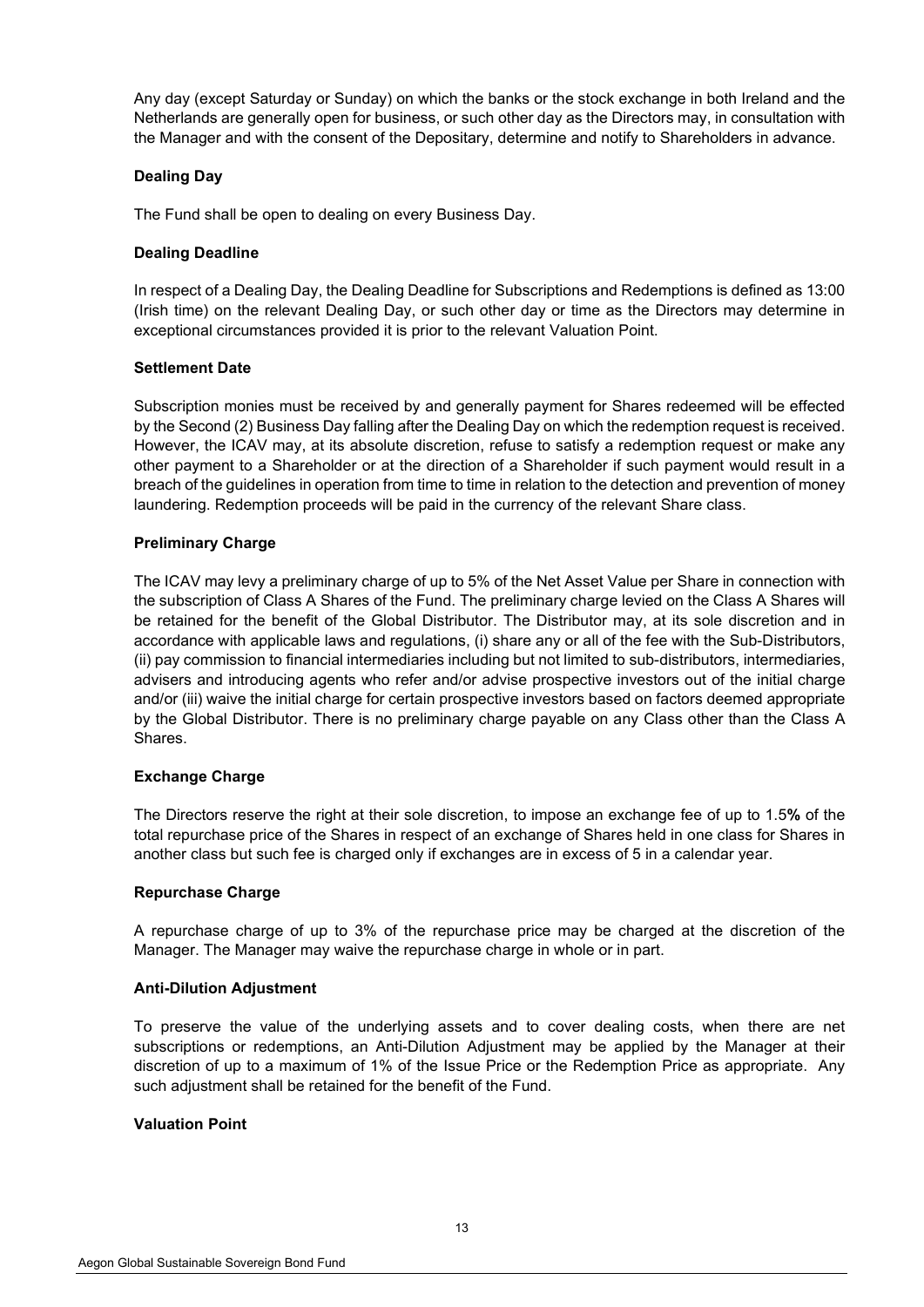Any day (except Saturday or Sunday) on which the banks or the stock exchange in both Ireland and the Netherlands are generally open for business, or such other day as the Directors may, in consultation with the Manager and with the consent of the Depositary, determine and notify to Shareholders in advance.

**Dealing Day**

The Fund shall be open to dealing on every Business Day.

**Dealing Deadline**

In respect of a Dealing Day, the Dealing Deadline for Subscriptions and Redemptions is defined as 13:00 (Irish time) on the relevant Dealing Day, or such other day or time as the Directors may determine in exceptional circumstances provided it is prior to the relevant Valuation Point.

**Settlement Date**

Subscription monies must be received by and generally payment for Shares redeemed will be effected by the Second (2) Business Day falling after the Dealing Day on which the redemption request is received. However, the ICAV may, at its absolute discretion, refuse to satisfy a redemption request or make any other payment to a Shareholder or at the direction of a Shareholder if such payment would result in a breach of the guidelines in operation from time to time in relation to the detection and prevention of money laundering. Redemption proceeds will be paid in the currency of the relevant Share class.

**Preliminary Charge**

The ICAV may levy a preliminary charge of up to 5% of the Net Asset Value per Share in connection with the subscription of Class A Shares of the Fund. The preliminary charge levied on the Class A Shares will be retained for the benefit of the Global Distributor. The Distributor may, at its sole discretion and in accordance with applicable laws and regulations, (i) share any or all of the fee with the Sub-Distributors, (ii) pay commission to financial intermediaries including but not limited to sub-distributors, intermediaries, advisers and introducing agents who refer and/or advise prospective investors out of the initial charge and/or (iii) waive the initial charge for certain prospective investors based on factors deemed appropriate by the Global Distributor. There is no preliminary charge payable on any Class other than the Class A Shares.

**Exchange Charge**

The Directors reserve the right at their sole discretion, to impose an exchange fee of up to 1.5**%** of the total repurchase price of the Shares in respect of an exchange of Shares held in one class for Shares in another class but such fee is charged only if exchanges are in excess of 5 in a calendar year.

**Repurchase Charge**

A repurchase charge of up to 3% of the repurchase price may be charged at the discretion of the Manager. The Manager may waive the repurchase charge in whole or in part.

**Anti-Dilution Adjustment**

To preserve the value of the underlying assets and to cover dealing costs, when there are net subscriptions or redemptions, an Anti-Dilution Adjustment may be applied by the Manager at their discretion of up to a maximum of 1% of the Issue Price or the Redemption Price as appropriate. Any such adjustment shall be retained for the benefit of the Fund.

**Valuation Point**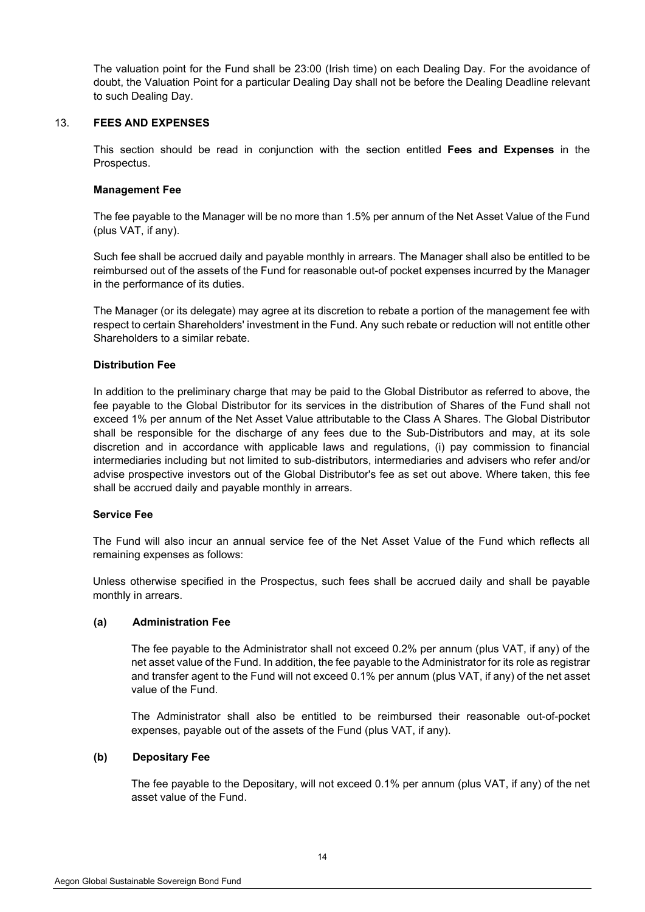The valuation point for the Fund shall be 23:00 (Irish time) on each Dealing Day. For the avoidance of doubt, the Valuation Point for a particular Dealing Day shall not be before the Dealing Deadline relevant to such Dealing Day.

## 13. FEES AND EXPENSES

This section should be read in conjunction with the section entitled **Fees and Expenses** in the Prospectus.

**Management Fee**

The fee payable to the Manager will be no more than 1.5% per annum of the Net Asset Value of the Fund (plus VAT, if any).

Such fee shall be accrued daily and payable monthly in arrears. The Manager shall also be entitled to be reimbursed out of the assets of the Fund for reasonable out-of pocket expenses incurred by the Manager in the performance of its duties.

The Manager (or its delegate) may agree at its discretion to rebate a portion of the management fee with respect to certain Shareholders' investment in the Fund. Any such rebate or reduction will not entitle other Shareholders to a similar rebate.

**Distribution Fee**

In addition to the preliminary charge that may be paid to the Global Distributor as referred to above, the fee payable to the Global Distributor for its services in the distribution of Shares of the Fund shall not exceed 1% per annum of the Net Asset Value attributable to the Class A Shares. The Global Distributor shall be responsible for the discharge of any fees due to the Sub-Distributors and may, at its sole discretion and in accordance with applicable laws and regulations, (i) pay commission to financial intermediaries including but not limited to sub-distributors, intermediaries and advisers who refer and/or advise prospective investors out of the Global Distributor's fee as set out above. Where taken, this fee shall be accrued daily and payable monthly in arrears.

**Service Fee**

The Fund will also incur an annual service fee of the Net Asset Value of the Fund which reflects all remaining expenses as follows:

Unless otherwise specified in the Prospectus, such fees shall be accrued daily and shall be payable monthly in arrears.

**(a) Administration Fee**

The fee payable to the Administrator shall not exceed 0.2% per annum (plus VAT, if any) of the net asset value of the Fund. In addition, the fee payable to the Administrator for its role as registrar and transfer agent to the Fund will not exceed 0.1% per annum (plus VAT, if any) of the net asset value of the Fund.

The Administrator shall also be entitled to be reimbursed their reasonable out-of-pocket expenses, payable out of the assets of the Fund (plus VAT, if any).

**(b) Depositary Fee**

The fee payable to the Depositary, will not exceed 0.1% per annum (plus VAT, if any) of the net asset value of the Fund.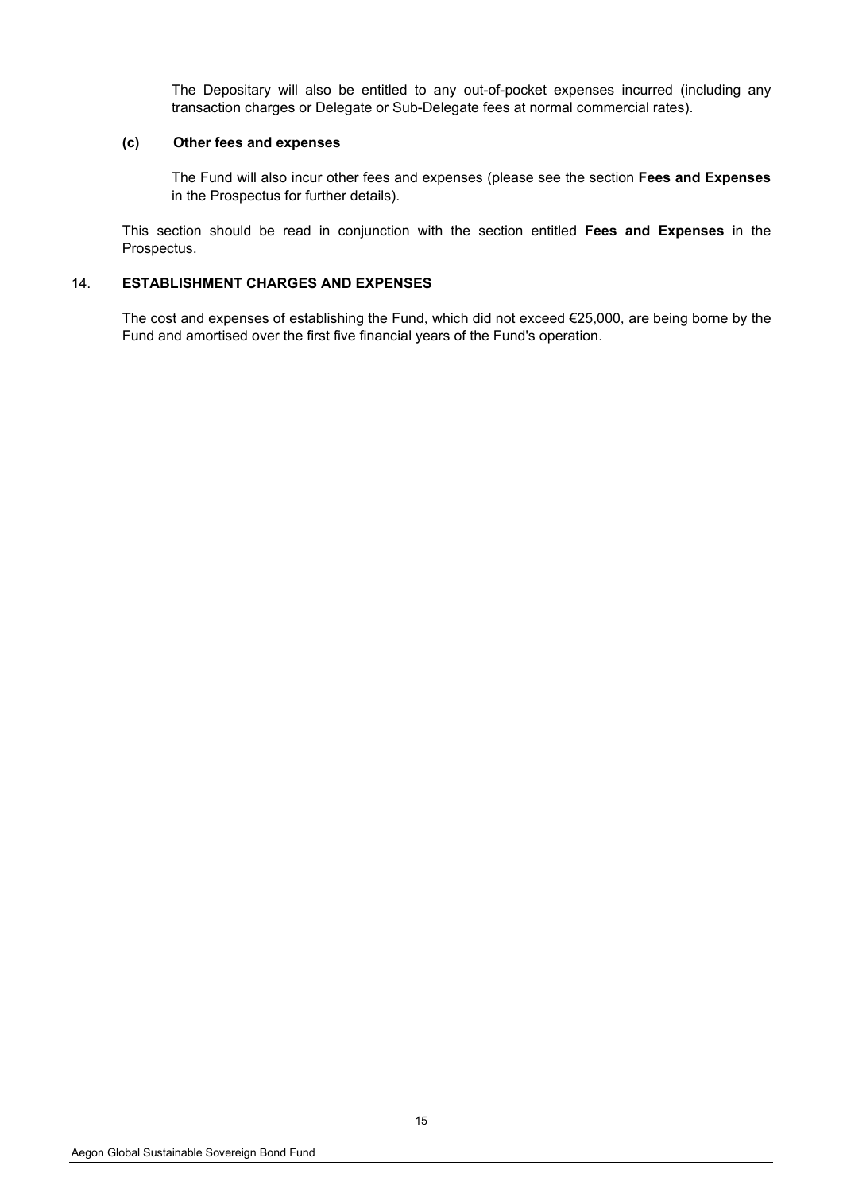The Depositary will also be entitled to any out-of-pocket expenses incurred (including any transaction charges or Delegate or Sub-Delegate fees at normal commercial rates).

**(c) Other fees and expenses**

The Fund will also incur other fees and expenses (please see the section **Fees and Expenses** in the Prospectus for further details).

This section should be read in conjunction with the section entitled **Fees and Expenses** in the Prospectus.

## 14. ESTABLISHMENT CHARGES AND EXPENSES

The cost and expenses of establishing the Fund, which did not exceed €25,000, are being borne by the Fund and amortised over the first five financial years of the Fund's operation.